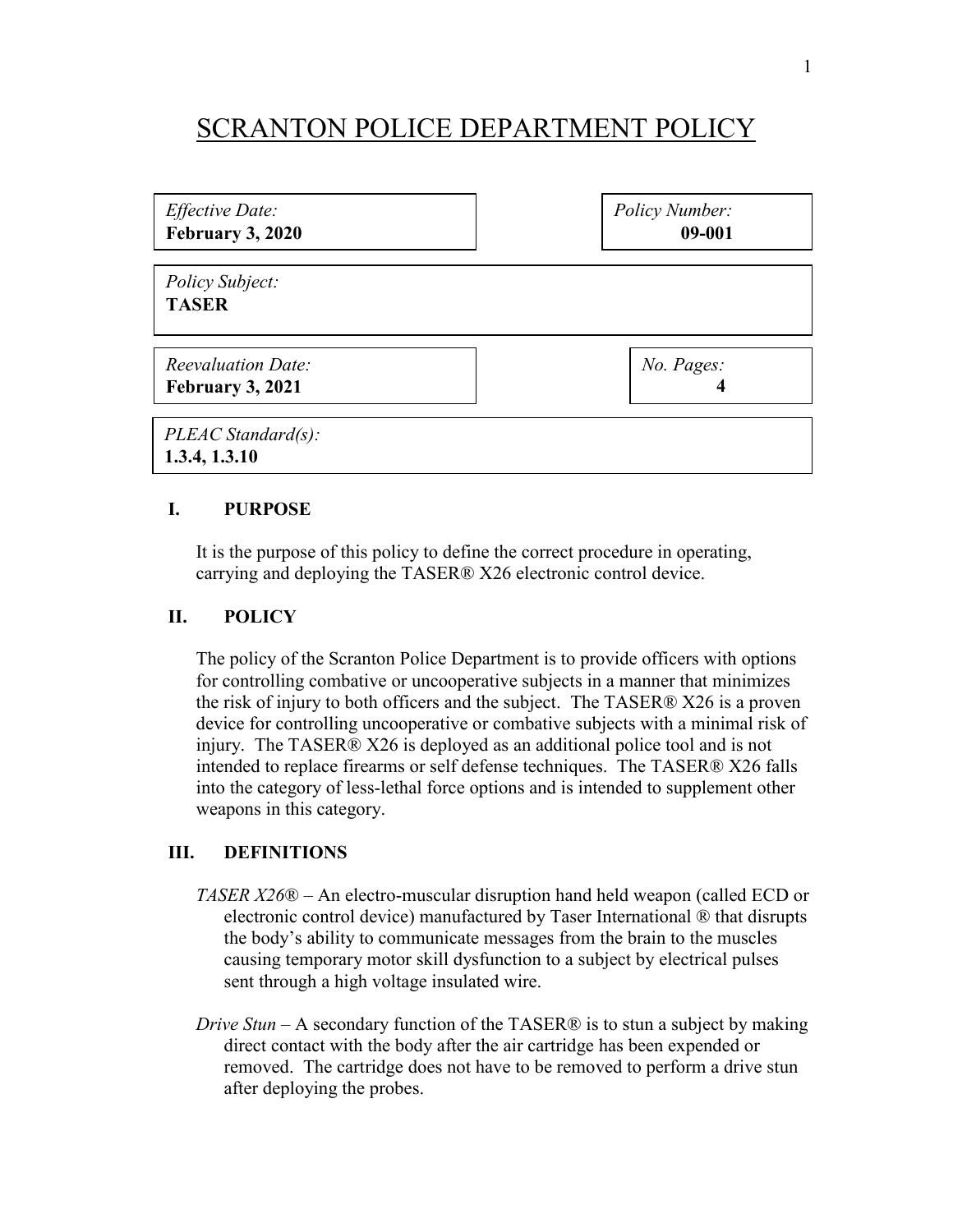# SCRANTON POLICE DEPARTMENT POLICY

| *Effective Date:* **February 3, 2020** | *Policy Number:* **09-001** |
|---|---|
| *Policy Subject:* **TASER** | |
| *Reevaluation Date:* **February 3, 2021** | *No. Pages:* **4** |
| *PLEAC Standard(s):* **1.3.4, 1.3.10** | |

## I. PURPOSE

It is the purpose of this policy to define the correct procedure in operating, carrying and deploying the TASER® X26 electronic control device.

## II. POLICY

The policy of the Scranton Police Department is to provide officers with options for controlling combative or uncooperative subjects in a manner that minimizes the risk of injury to both officers and the subject. The TASER® X26 is a proven device for controlling uncooperative or combative subjects with a minimal risk of injury. The TASER® X26 is deployed as an additional police tool and is not intended to replace firearms or self defense techniques. The TASER® X26 falls into the category of less-lethal force options and is intended to supplement other weapons in this category.

## III. DEFINITIONS

*TASER X26®* – An electro-muscular disruption hand held weapon (called ECD or electronic control device) manufactured by Taser International ® that disrupts the body's ability to communicate messages from the brain to the muscles causing temporary motor skill dysfunction to a subject by electrical pulses sent through a high voltage insulated wire.

*Drive Stun* – A secondary function of the TASER® is to stun a subject by making direct contact with the body after the air cartridge has been expended or removed. The cartridge does not have to be removed to perform a drive stun after deploying the probes.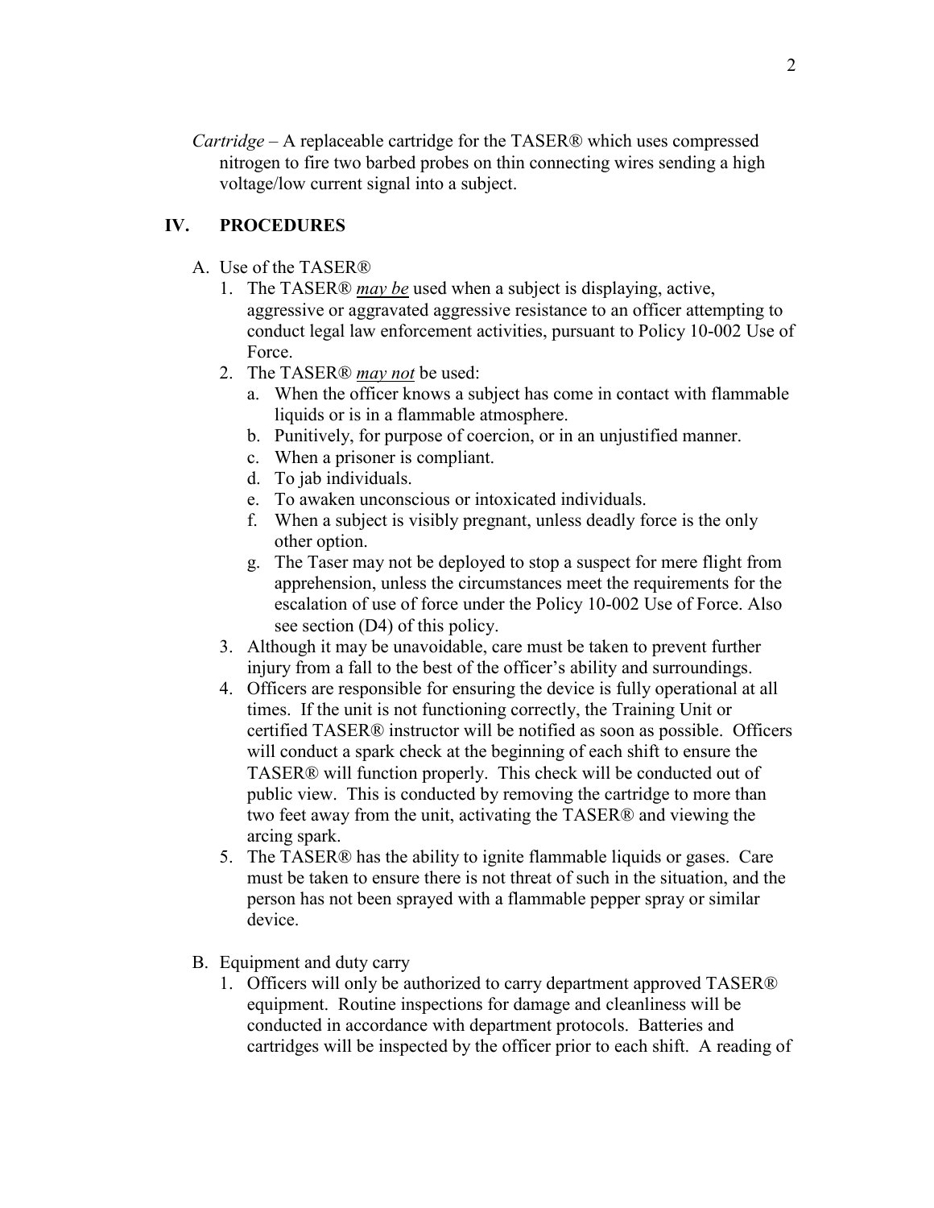*Cartridge* – A replaceable cartridge for the TASER® which uses compressed nitrogen to fire two barbed probes on thin connecting wires sending a high voltage/low current signal into a subject.

## IV. PROCEDURES

A. Use of the TASER®

1. The TASER® ***may be*** used when a subject is displaying, active, aggressive or aggravated aggressive resistance to an officer attempting to conduct legal law enforcement activities, pursuant to Policy 10-002 Use of Force.
2. The TASER® ***may not*** be used:
   a. When the officer knows a subject has come in contact with flammable liquids or is in a flammable atmosphere.
   b. Punitively, for purpose of coercion, or in an unjustified manner.
   c. When a prisoner is compliant.
   d. To jab individuals.
   e. To awaken unconscious or intoxicated individuals.
   f. When a subject is visibly pregnant, unless deadly force is the only other option.
   g. The Taser may not be deployed to stop a suspect for mere flight from apprehension, unless the circumstances meet the requirements for the escalation of use of force under the Policy 10-002 Use of Force. Also see section (D4) of this policy.
3. Although it may be unavoidable, care must be taken to prevent further injury from a fall to the best of the officer's ability and surroundings.
4. Officers are responsible for ensuring the device is fully operational at all times. If the unit is not functioning correctly, the Training Unit or certified TASER® instructor will be notified as soon as possible. Officers will conduct a spark check at the beginning of each shift to ensure the TASER® will function properly. This check will be conducted out of public view. This is conducted by removing the cartridge to more than two feet away from the unit, activating the TASER® and viewing the arcing spark.
5. The TASER® has the ability to ignite flammable liquids or gases. Care must be taken to ensure there is not threat of such in the situation, and the person has not been sprayed with a flammable pepper spray or similar device.

B. Equipment and duty carry

1. Officers will only be authorized to carry department approved TASER® equipment. Routine inspections for damage and cleanliness will be conducted in accordance with department protocols. Batteries and cartridges will be inspected by the officer prior to each shift. A reading of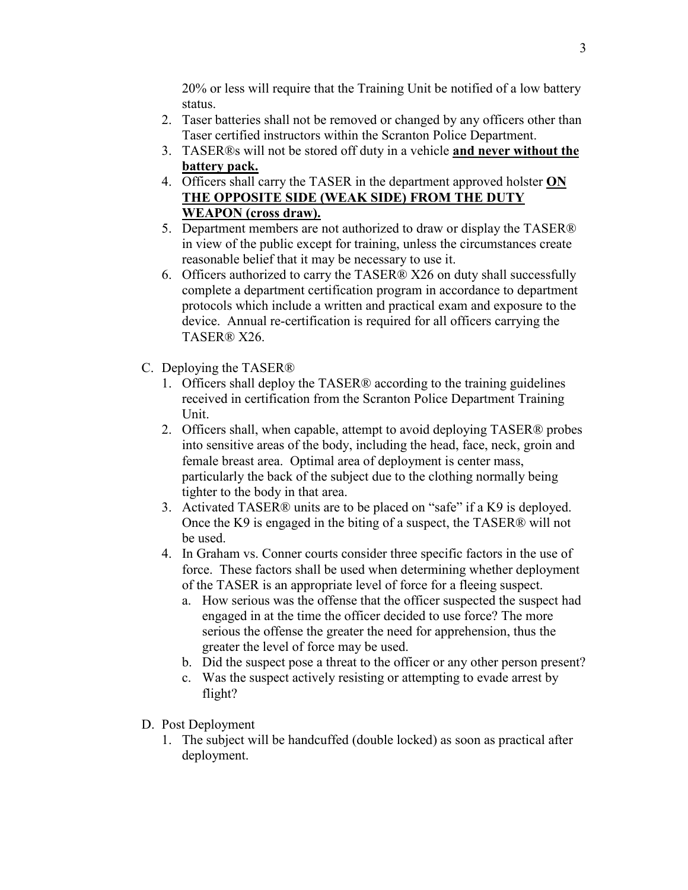20% or less will require that the Training Unit be notified of a low battery status.

2. Taser batteries shall not be removed or changed by any officers other than Taser certified instructors within the Scranton Police Department.
3. TASER®s will not be stored off duty in a vehicle **and never without the battery pack.**
4. Officers shall carry the TASER in the department approved holster **ON THE OPPOSITE SIDE (WEAK SIDE) FROM THE DUTY WEAPON (cross draw).**
5. Department members are not authorized to draw or display the TASER® in view of the public except for training, unless the circumstances create reasonable belief that it may be necessary to use it.
6. Officers authorized to carry the TASER® X26 on duty shall successfully complete a department certification program in accordance to department protocols which include a written and practical exam and exposure to the device. Annual re-certification is required for all officers carrying the TASER® X26.

C. Deploying the TASER®

1. Officers shall deploy the TASER® according to the training guidelines received in certification from the Scranton Police Department Training Unit.
2. Officers shall, when capable, attempt to avoid deploying TASER® probes into sensitive areas of the body, including the head, face, neck, groin and female breast area. Optimal area of deployment is center mass, particularly the back of the subject due to the clothing normally being tighter to the body in that area.
3. Activated TASER® units are to be placed on "safe" if a K9 is deployed. Once the K9 is engaged in the biting of a suspect, the TASER® will not be used.
4. In Graham vs. Conner courts consider three specific factors in the use of force. These factors shall be used when determining whether deployment of the TASER is an appropriate level of force for a fleeing suspect.
   a. How serious was the offense that the officer suspected the suspect had engaged in at the time the officer decided to use force? The more serious the offense the greater the need for apprehension, thus the greater the level of force may be used.
   b. Did the suspect pose a threat to the officer or any other person present?
   c. Was the suspect actively resisting or attempting to evade arrest by flight?

D. Post Deployment

1. The subject will be handcuffed (double locked) as soon as practical after deployment.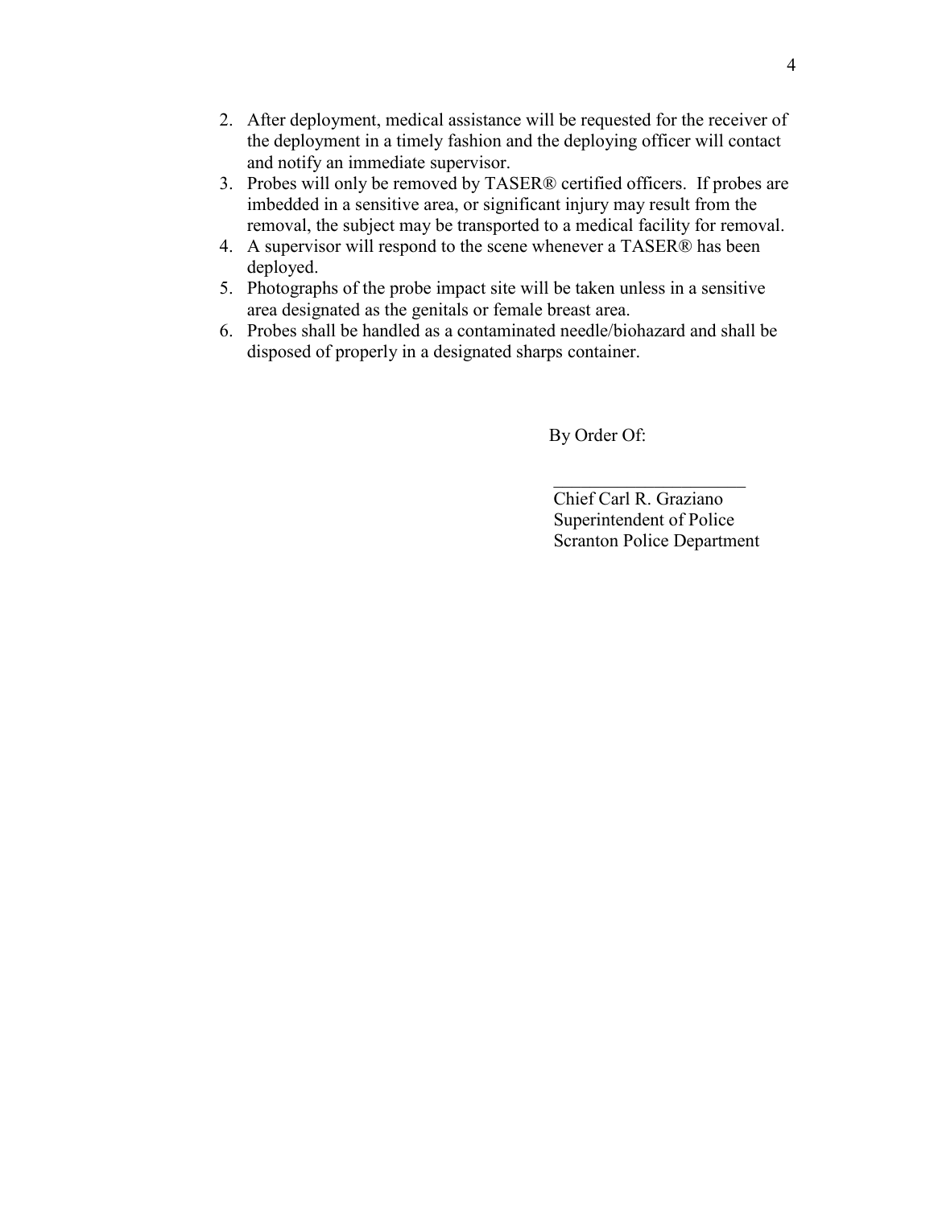2. After deployment, medical assistance will be requested for the receiver of the deployment in a timely fashion and the deploying officer will contact and notify an immediate supervisor.
3. Probes will only be removed by TASER® certified officers. If probes are imbedded in a sensitive area, or significant injury may result from the removal, the subject may be transported to a medical facility for removal.
4. A supervisor will respond to the scene whenever a TASER® has been deployed.
5. Photographs of the probe impact site will be taken unless in a sensitive area designated as the genitals or female breast area.
6. Probes shall be handled as a contaminated needle/biohazard and shall be disposed of properly in a designated sharps container.

By Order Of:

______________________

Chief Carl R. Graziano
Superintendent of Police
Scranton Police Department